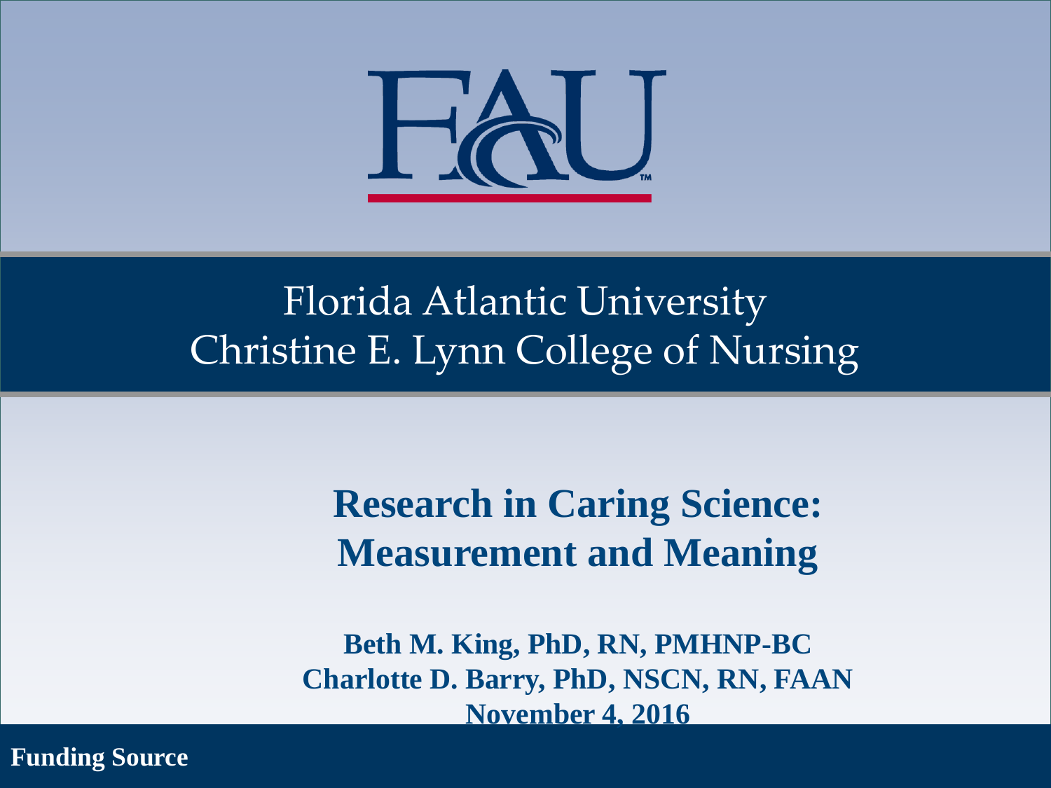FAU

Florida Atlantic University
Christine E. Lynn College of Nursing

# Research in Caring Science: Measurement and Meaning

**Beth M. King, PhD, RN, PMHNP-BC**
**Charlotte D. Barry, PhD, NSCN, RN, FAAN**
**November 4, 2016**

**Funding Source**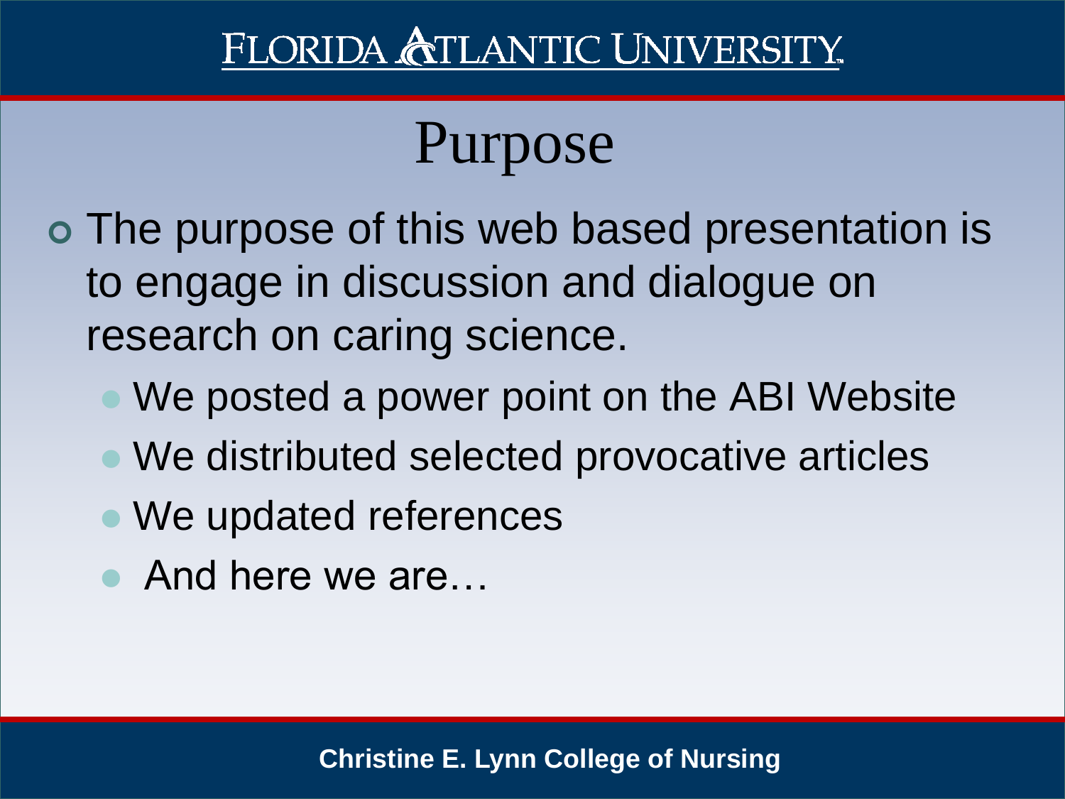# Purpose

- The purpose of this web based presentation is to engage in discussion and dialogue on research on caring science.
  - We posted a power point on the ABI Website
  - We distributed selected provocative articles
  - We updated references
  - And here we are…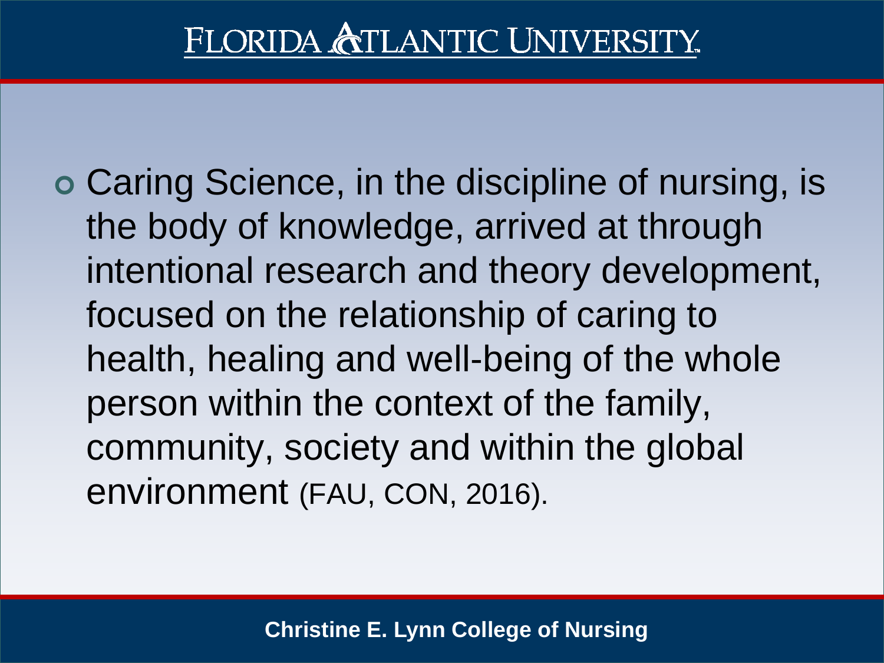- Caring Science, in the discipline of nursing, is the body of knowledge, arrived at through intentional research and theory development, focused on the relationship of caring to health, healing and well-being of the whole person within the context of the family, community, society and within the global environment (FAU, CON, 2016).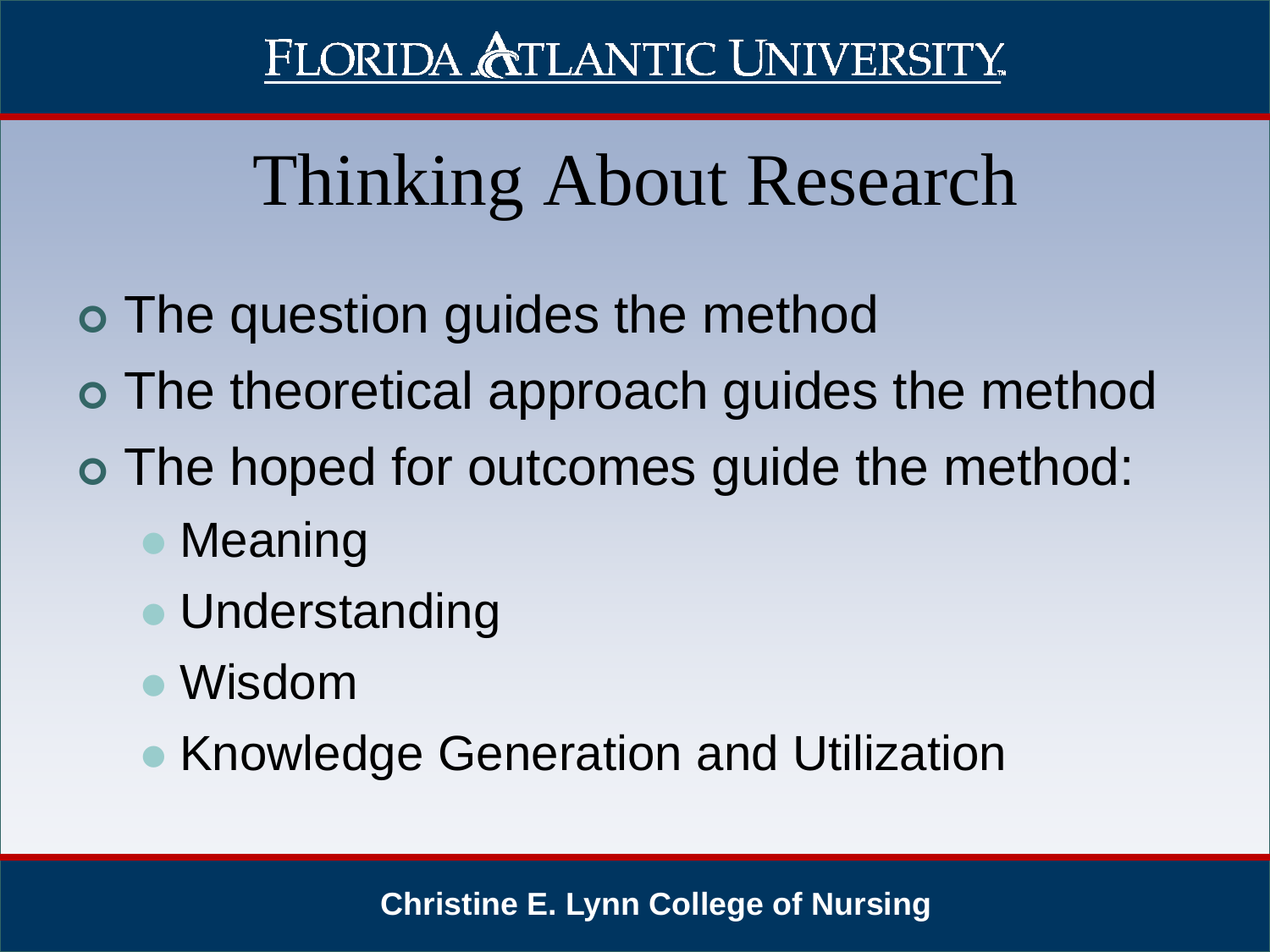# Thinking About Research

- The question guides the method
- The theoretical approach guides the method
- The hoped for outcomes guide the method:
  - Meaning
  - Understanding
  - Wisdom
  - Knowledge Generation and Utilization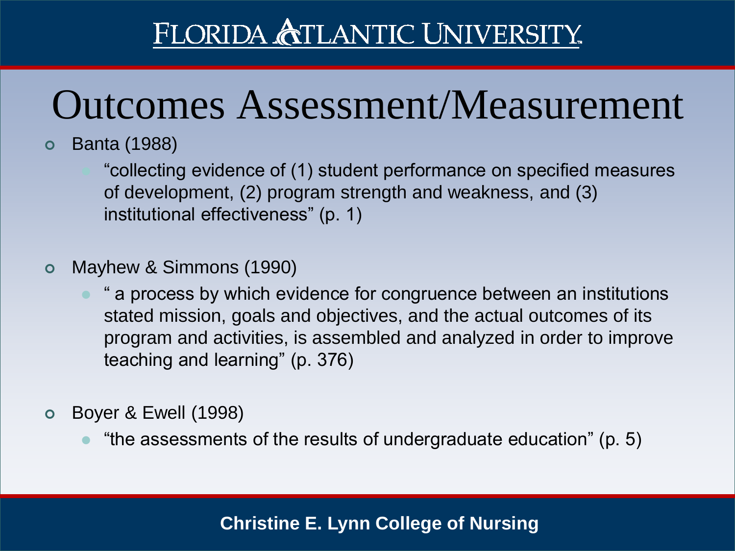# Outcomes Assessment/Measurement

- Banta (1988)
  - "collecting evidence of (1) student performance on specified measures of development, (2) program strength and weakness, and (3) institutional effectiveness" (p. 1)
- Mayhew & Simmons (1990)
  - " a process by which evidence for congruence between an institutions stated mission, goals and objectives, and the actual outcomes of its program and activities, is assembled and analyzed in order to improve teaching and learning" (p. 376)
- Boyer & Ewell (1998)
  - "the assessments of the results of undergraduate education" (p. 5)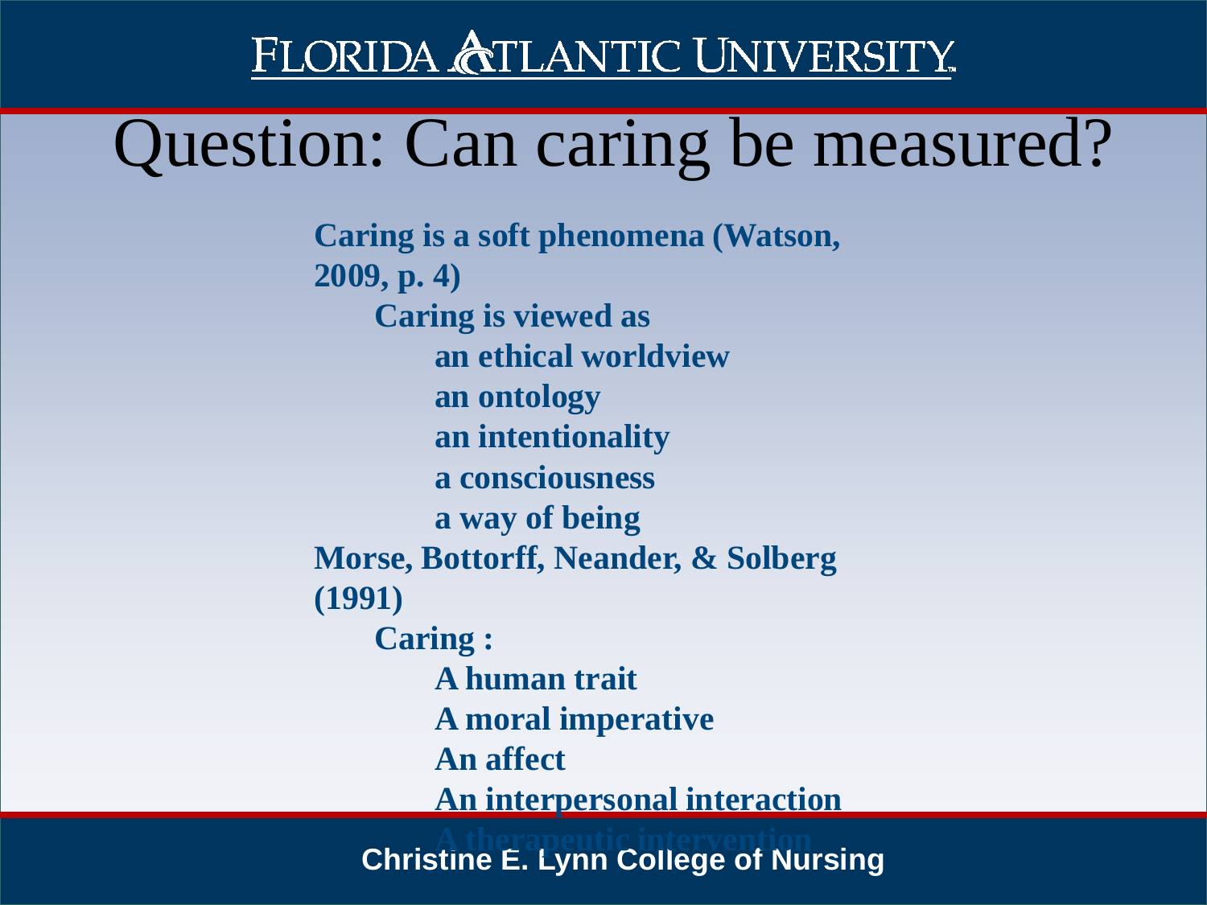# Question: Can caring be measured?

**Caring is a soft phenomena (Watson, 2009, p. 4)**

- **Caring is viewed as**
  - **an ethical worldview**
  - **an ontology**
  - **an intentionality**
  - **a consciousness**
  - **a way of being**

**Morse, Bottorff, Neander, & Solberg (1991)**

- **Caring :**
  - **A human trait**
  - **A moral imperative**
  - **An affect**
  - **An interpersonal interaction**
  - **A therapeutic intervention**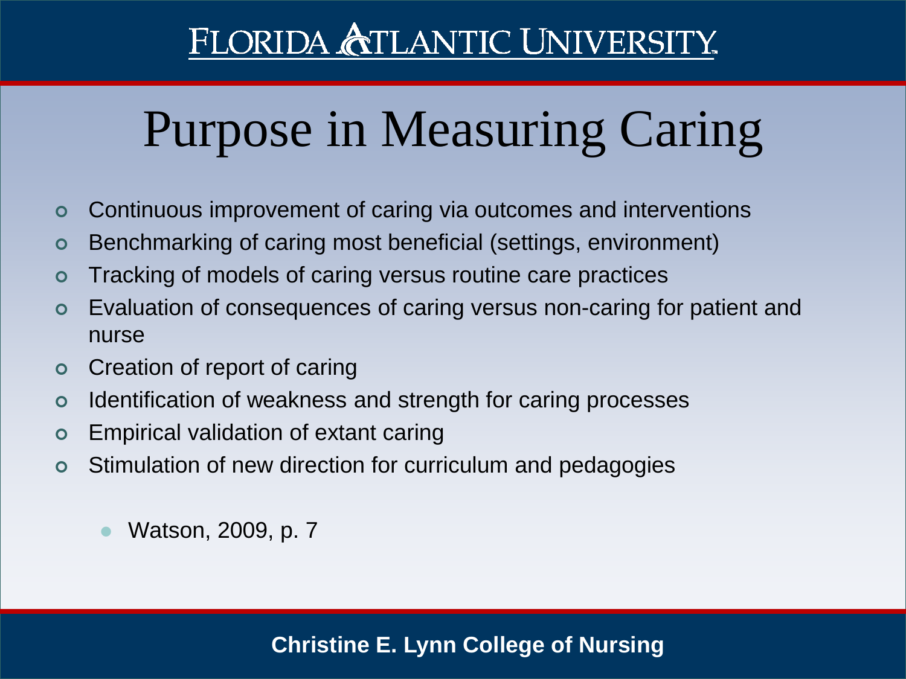# Purpose in Measuring Caring

- Continuous improvement of caring via outcomes and interventions
- Benchmarking of caring most beneficial (settings, environment)
- Tracking of models of caring versus routine care practices
- Evaluation of consequences of caring versus non-caring for patient and nurse
- Creation of report of caring
- Identification of weakness and strength for caring processes
- Empirical validation of extant caring
- Stimulation of new direction for curriculum and pedagogies

  - Watson, 2009, p. 7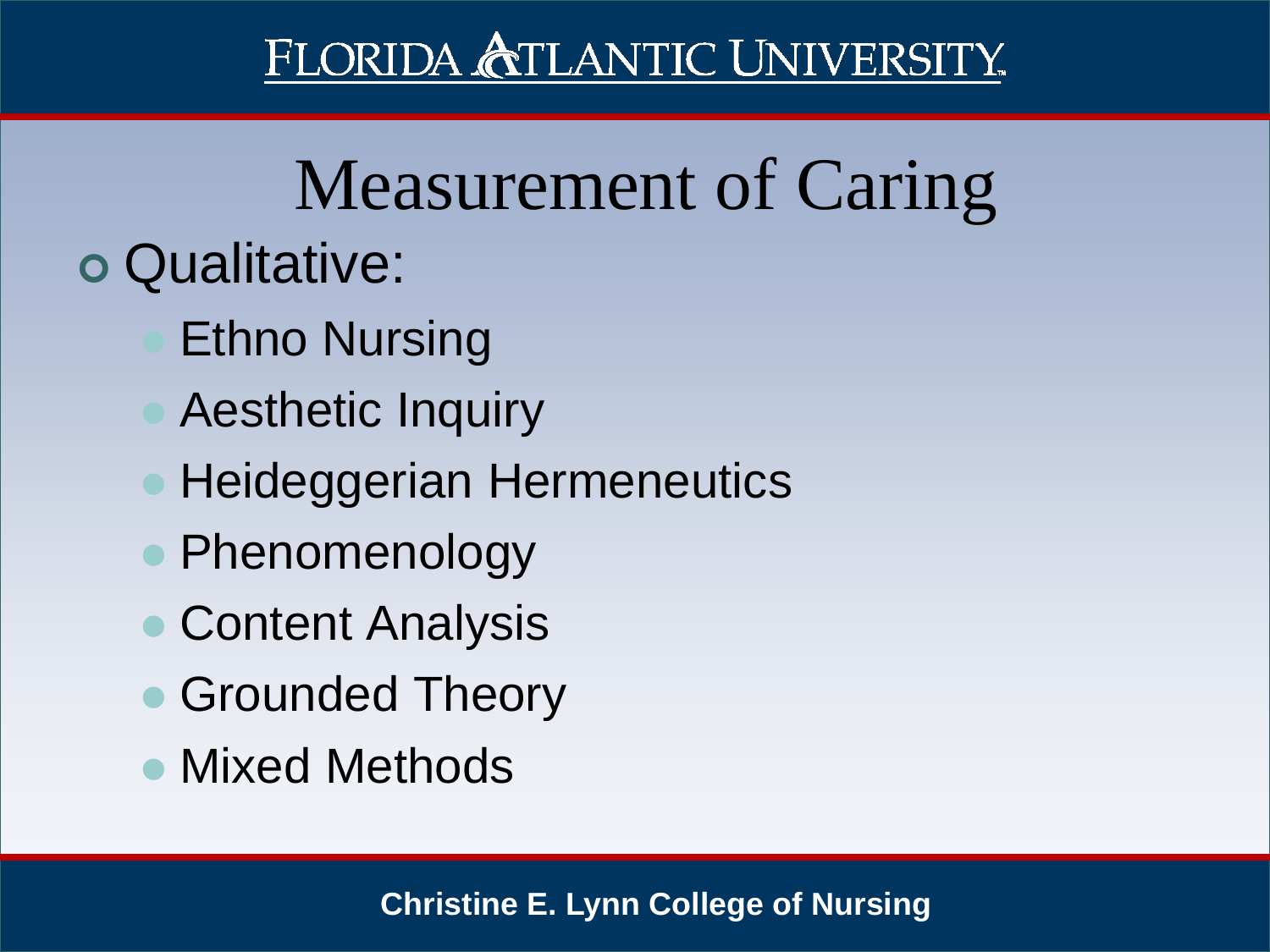# Measurement of Caring

- Qualitative:
  - Ethno Nursing
  - Aesthetic Inquiry
  - Heideggerian Hermeneutics
  - Phenomenology
  - Content Analysis
  - Grounded Theory
  - Mixed Methods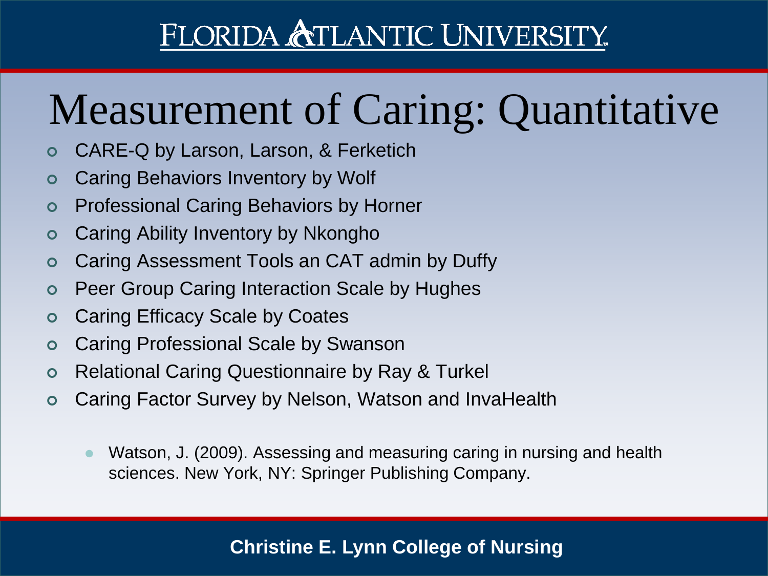# Measurement of Caring: Quantitative

- CARE-Q by Larson, Larson, & Ferketich
- Caring Behaviors Inventory by Wolf
- Professional Caring Behaviors by Horner
- Caring Ability Inventory by Nkongho
- Caring Assessment Tools an CAT admin by Duffy
- Peer Group Caring Interaction Scale by Hughes
- Caring Efficacy Scale by Coates
- Caring Professional Scale by Swanson
- Relational Caring Questionnaire by Ray & Turkel
- Caring Factor Survey by Nelson, Watson and InvaHealth
  - Watson, J. (2009). Assessing and measuring caring in nursing and health sciences. New York, NY: Springer Publishing Company.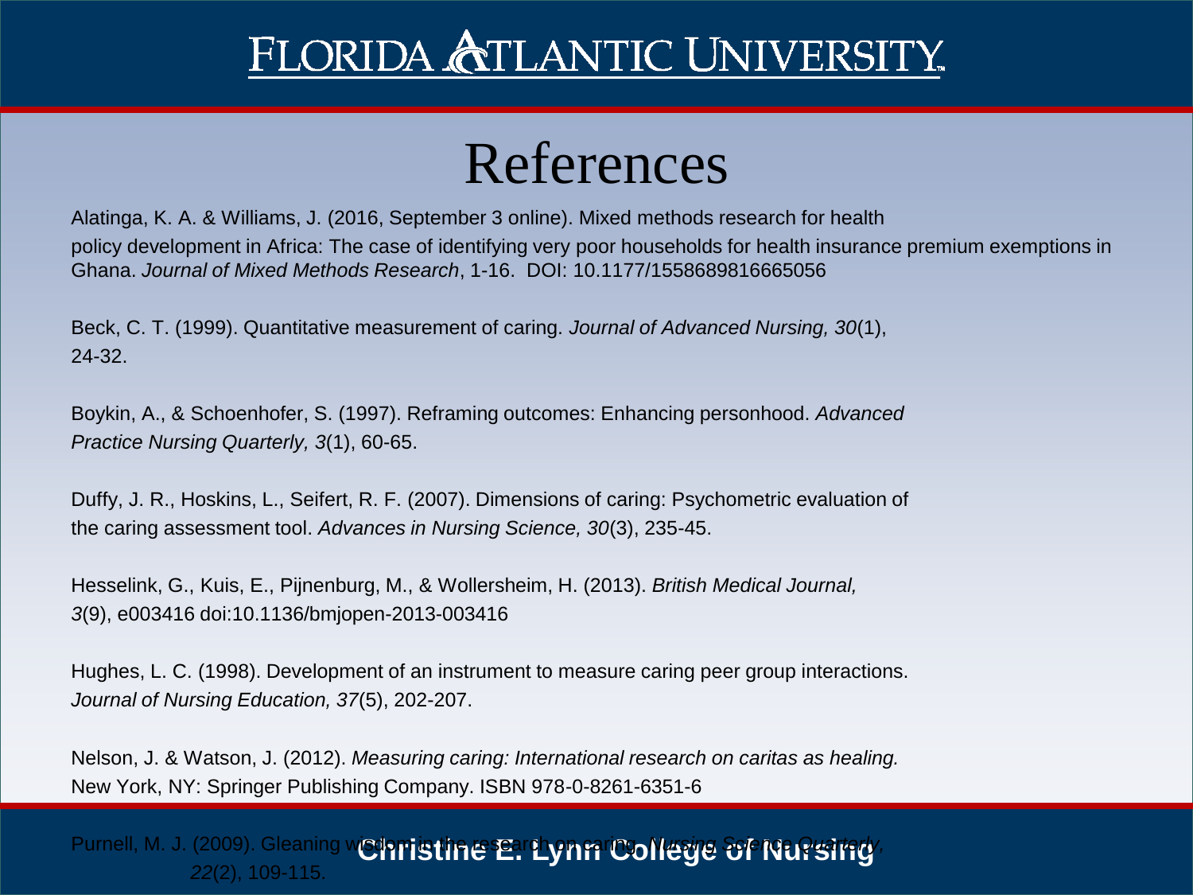# References

Alatinga, K. A. & Williams, J. (2016, September 3 online). Mixed methods research for health policy development in Africa: The case of identifying very poor households for health insurance premium exemptions in Ghana. *Journal of Mixed Methods Research*, 1-16. DOI: 10.1177/1558689816665056

Beck, C. T. (1999). Quantitative measurement of caring. *Journal of Advanced Nursing, 30*(1), 24-32.

Boykin, A., & Schoenhofer, S. (1997). Reframing outcomes: Enhancing personhood. *Advanced Practice Nursing Quarterly, 3*(1), 60-65.

Duffy, J. R., Hoskins, L., Seifert, R. F. (2007). Dimensions of caring: Psychometric evaluation of the caring assessment tool. *Advances in Nursing Science, 30*(3), 235-45.

Hesselink, G., Kuis, E., Pijnenburg, M., & Wollersheim, H. (2013). *British Medical Journal, 3*(9), e003416 doi:10.1136/bmjopen-2013-003416

Hughes, L. C. (1998). Development of an instrument to measure caring peer group interactions. *Journal of Nursing Education, 37*(5), 202-207.

Nelson, J. & Watson, J. (2012). *Measuring caring: International research on caritas as healing.* New York, NY: Springer Publishing Company. ISBN 978-0-8261-6351-6

Purnell, M. J. (2009). Gleaning wisdom in the research on caring. *Nursing Science Quarterly, 22*(2), 109-115.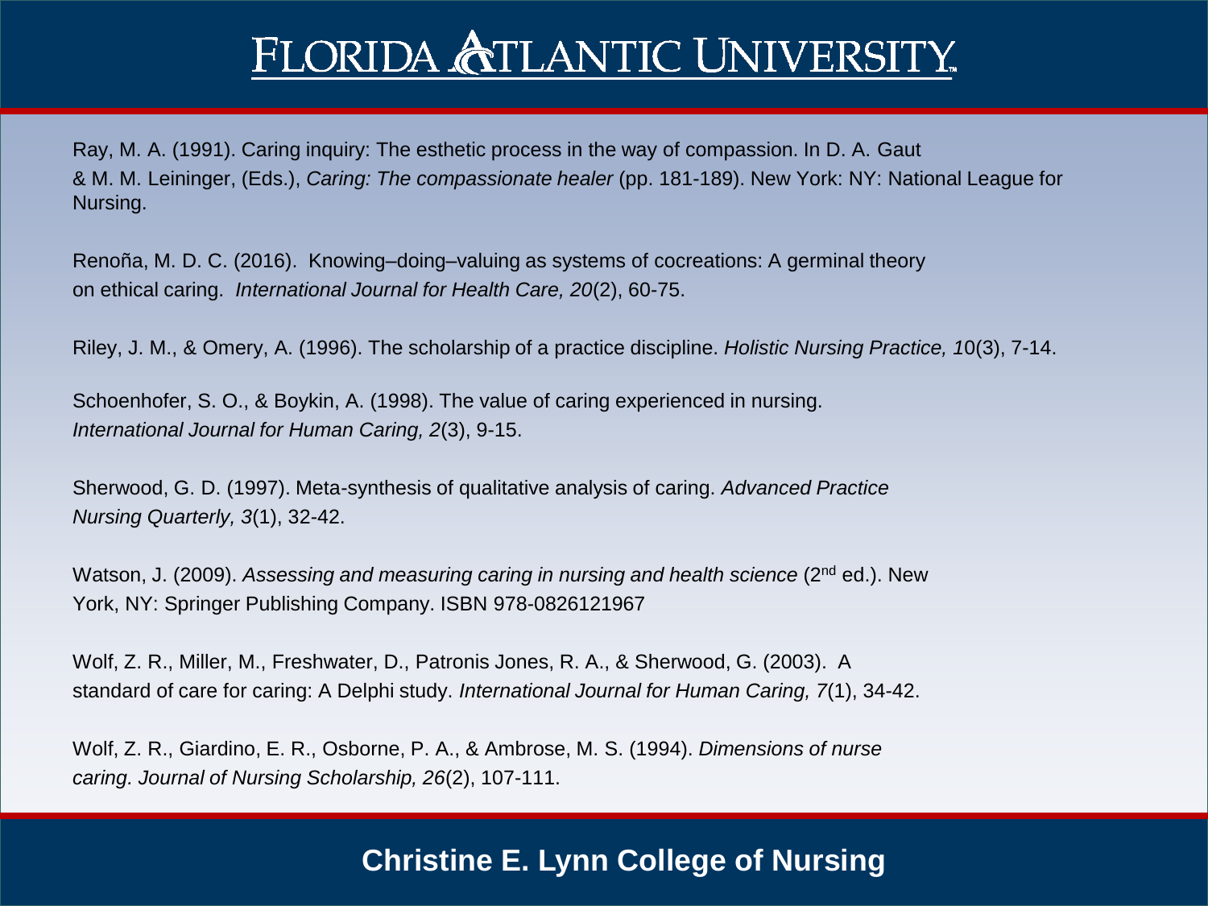Ray, M. A. (1991). Caring inquiry: The esthetic process in the way of compassion. In D. A. Gaut & M. M. Leininger, (Eds.), *Caring: The compassionate healer* (pp. 181-189). New York: NY: National League for Nursing.

Renoña, M. D. C. (2016). Knowing–doing–valuing as systems of cocreations: A germinal theory on ethical caring. *International Journal for Health Care, 20*(2), 60-75.

Riley, J. M., & Omery, A. (1996). The scholarship of a practice discipline. *Holistic Nursing Practice, 1*0(3), 7-14.

Schoenhofer, S. O., & Boykin, A. (1998). The value of caring experienced in nursing. *International Journal for Human Caring, 2*(3), 9-15.

Sherwood, G. D. (1997). Meta-synthesis of qualitative analysis of caring. *Advanced Practice Nursing Quarterly, 3*(1), 32-42.

Watson, J. (2009). *Assessing and measuring caring in nursing and health science* (2nd ed.). New York, NY: Springer Publishing Company. ISBN 978-0826121967

Wolf, Z. R., Miller, M., Freshwater, D., Patronis Jones, R. A., & Sherwood, G. (2003). A standard of care for caring: A Delphi study. *International Journal for Human Caring, 7*(1), 34-42.

Wolf, Z. R., Giardino, E. R., Osborne, P. A., & Ambrose, M. S. (1994). *Dimensions of nurse caring. Journal of Nursing Scholarship, 26*(2), 107-111.